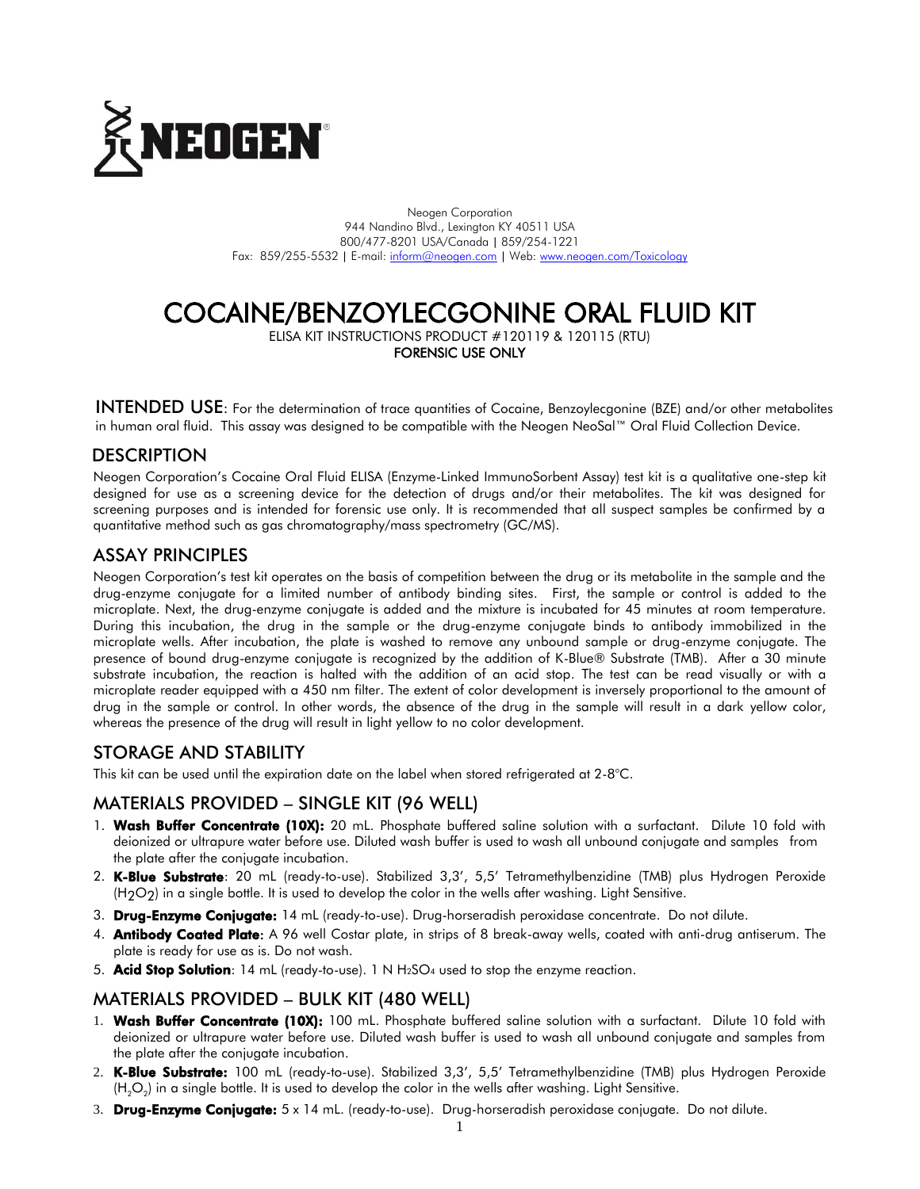NEOGEN®

Neogen Corporation
944 Nandino Blvd., Lexington KY 40511 USA
800/477-8201 USA/Canada | 859/254-1221
Fax: 859/255-5532 | E-mail: inform@neogen.com | Web: www.neogen.com/Toxicology

# COCAINE/BENZOYLECGONINE ORAL FLUID KIT

ELISA KIT INSTRUCTIONS PRODUCT #120119 & 120115 (RTU)
**FORENSIC USE ONLY**

## INTENDED USE

For the determination of trace quantities of Cocaine, Benzoylecgonine (BZE) and/or other metabolites in human oral fluid. This assay was designed to be compatible with the Neogen NeoSal™ Oral Fluid Collection Device.

## DESCRIPTION

Neogen Corporation's Cocaine Oral Fluid ELISA (Enzyme-Linked ImmunoSorbent Assay) test kit is a qualitative one-step kit designed for use as a screening device for the detection of drugs and/or their metabolites. The kit was designed for screening purposes and is intended for forensic use only. It is recommended that all suspect samples be confirmed by a quantitative method such as gas chromatography/mass spectrometry (GC/MS).

## ASSAY PRINCIPLES

Neogen Corporation's test kit operates on the basis of competition between the drug or its metabolite in the sample and the drug-enzyme conjugate for a limited number of antibody binding sites. First, the sample or control is added to the microplate. Next, the drug-enzyme conjugate is added and the mixture is incubated for 45 minutes at room temperature. During this incubation, the drug in the sample or the drug-enzyme conjugate binds to antibody immobilized in the microplate wells. After incubation, the plate is washed to remove any unbound sample or drug-enzyme conjugate. The presence of bound drug-enzyme conjugate is recognized by the addition of K-Blue® Substrate (TMB). After a 30 minute substrate incubation, the reaction is halted with the addition of an acid stop. The test can be read visually or with a microplate reader equipped with a 450 nm filter. The extent of color development is inversely proportional to the amount of drug in the sample or control. In other words, the absence of the drug in the sample will result in a dark yellow color, whereas the presence of the drug will result in light yellow to no color development.

## STORAGE AND STABILITY

This kit can be used until the expiration date on the label when stored refrigerated at 2-8°C.

## MATERIALS PROVIDED – SINGLE KIT (96 WELL)

1. **Wash Buffer Concentrate (10X):** 20 mL. Phosphate buffered saline solution with a surfactant. Dilute 10 fold with deionized or ultrapure water before use. Diluted wash buffer is used to wash all unbound conjugate and samples from the plate after the conjugate incubation.
2. **K-Blue Substrate**: 20 mL (ready-to-use). Stabilized 3,3', 5,5' Tetramethylbenzidine (TMB) plus Hydrogen Peroxide ($H_2O_2$) in a single bottle. It is used to develop the color in the wells after washing. Light Sensitive.
3. **Drug-Enzyme Conjugate:** 14 mL (ready-to-use). Drug-horseradish peroxidase concentrate. Do not dilute.
4. **Antibody Coated Plate**: A 96 well Costar plate, in strips of 8 break-away wells, coated with anti-drug antiserum. The plate is ready for use as is. Do not wash.
5. **Acid Stop Solution**: 14 mL (ready-to-use). 1 N $H_2SO_4$ used to stop the enzyme reaction.

## MATERIALS PROVIDED – BULK KIT (480 WELL)

1. **Wash Buffer Concentrate (10X):** 100 mL. Phosphate buffered saline solution with a surfactant. Dilute 10 fold with deionized or ultrapure water before use. Diluted wash buffer is used to wash all unbound conjugate and samples from the plate after the conjugate incubation.
2. **K-Blue Substrate:** 100 mL (ready-to-use). Stabilized 3,3', 5,5' Tetramethylbenzidine (TMB) plus Hydrogen Peroxide ($H_2O_2$) in a single bottle. It is used to develop the color in the wells after washing. Light Sensitive.
3. **Drug-Enzyme Conjugate:** 5 x 14 mL. (ready-to-use). Drug-horseradish peroxidase conjugate. Do not dilute.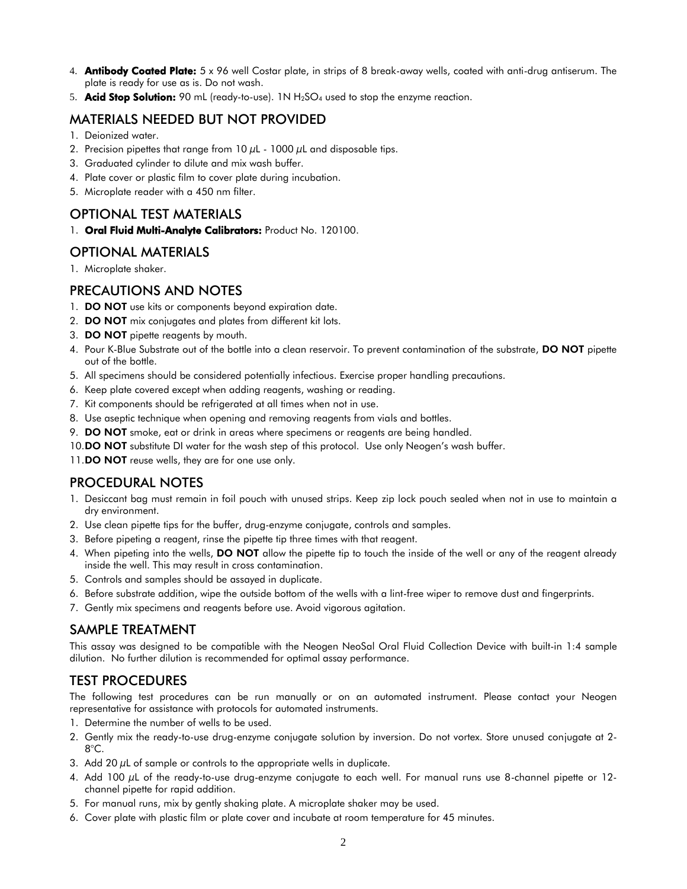4. **Antibody Coated Plate:** 5 x 96 well Costar plate, in strips of 8 break-away wells, coated with anti-drug antiserum. The plate is ready for use as is. Do not wash.
5. **Acid Stop Solution:** 90 mL (ready-to-use). 1N $H_2SO_4$ used to stop the enzyme reaction.

## MATERIALS NEEDED BUT NOT PROVIDED

1. Deionized water.
2. Precision pipettes that range from 10 µL - 1000 µL and disposable tips.
3. Graduated cylinder to dilute and mix wash buffer.
4. Plate cover or plastic film to cover plate during incubation.
5. Microplate reader with a 450 nm filter.

## OPTIONAL TEST MATERIALS

1. **Oral Fluid Multi-Analyte Calibrators:** Product No. 120100.

## OPTIONAL MATERIALS

1. Microplate shaker.

## PRECAUTIONS AND NOTES

1. **DO NOT** use kits or components beyond expiration date.
2. **DO NOT** mix conjugates and plates from different kit lots.
3. **DO NOT** pipette reagents by mouth.
4. Pour K-Blue Substrate out of the bottle into a clean reservoir. To prevent contamination of the substrate, **DO NOT** pipette out of the bottle.
5. All specimens should be considered potentially infectious. Exercise proper handling precautions.
6. Keep plate covered except when adding reagents, washing or reading.
7. Kit components should be refrigerated at all times when not in use.
8. Use aseptic technique when opening and removing reagents from vials and bottles.
9. **DO NOT** smoke, eat or drink in areas where specimens or reagents are being handled.
10. **DO NOT** substitute DI water for the wash step of this protocol. Use only Neogen's wash buffer.
11. **DO NOT** reuse wells, they are for one use only.

## PROCEDURAL NOTES

1. Desiccant bag must remain in foil pouch with unused strips. Keep zip lock pouch sealed when not in use to maintain a dry environment.
2. Use clean pipette tips for the buffer, drug-enzyme conjugate, controls and samples.
3. Before pipeting a reagent, rinse the pipette tip three times with that reagent.
4. When pipeting into the wells, **DO NOT** allow the pipette tip to touch the inside of the well or any of the reagent already inside the well. This may result in cross contamination.
5. Controls and samples should be assayed in duplicate.
6. Before substrate addition, wipe the outside bottom of the wells with a lint-free wiper to remove dust and fingerprints.
7. Gently mix specimens and reagents before use. Avoid vigorous agitation.

## SAMPLE TREATMENT

This assay was designed to be compatible with the Neogen NeoSal Oral Fluid Collection Device with built-in 1:4 sample dilution. No further dilution is recommended for optimal assay performance.

## TEST PROCEDURES

The following test procedures can be run manually or on an automated instrument. Please contact your Neogen representative for assistance with protocols for automated instruments.

1. Determine the number of wells to be used.
2. Gently mix the ready-to-use drug-enzyme conjugate solution by inversion. Do not vortex. Store unused conjugate at 2-8°C.
3. Add 20 µL of sample or controls to the appropriate wells in duplicate.
4. Add 100 µL of the ready-to-use drug-enzyme conjugate to each well. For manual runs use 8-channel pipette or 12-channel pipette for rapid addition.
5. For manual runs, mix by gently shaking plate. A microplate shaker may be used.
6. Cover plate with plastic film or plate cover and incubate at room temperature for 45 minutes.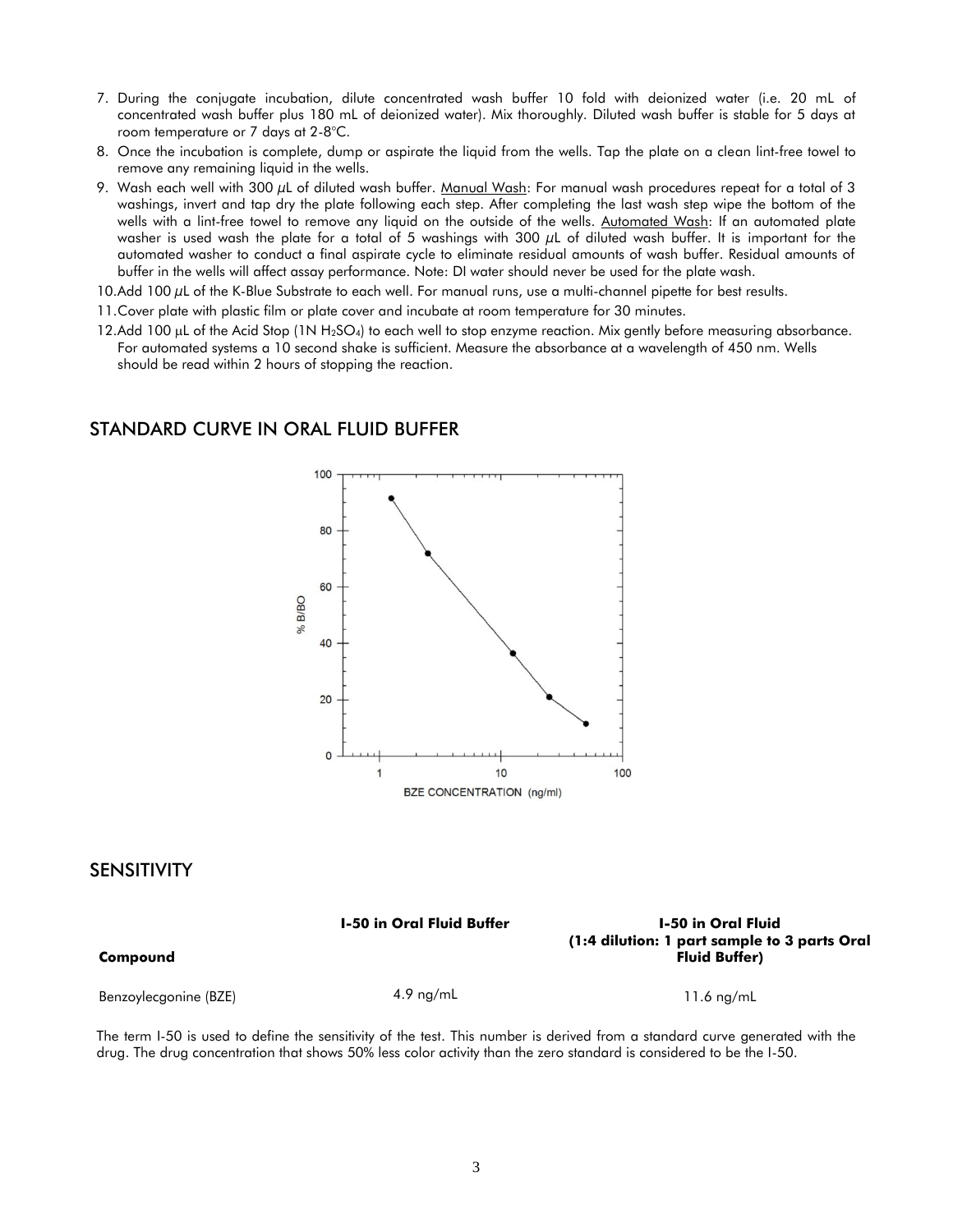7. During the conjugate incubation, dilute concentrated wash buffer 10 fold with deionized water (i.e. 20 mL of concentrated wash buffer plus 180 mL of deionized water). Mix thoroughly. Diluted wash buffer is stable for 5 days at room temperature or 7 days at 2-8°C.
8. Once the incubation is complete, dump or aspirate the liquid from the wells. Tap the plate on a clean lint-free towel to remove any remaining liquid in the wells.
9. Wash each well with 300 µL of diluted wash buffer. Manual Wash: For manual wash procedures repeat for a total of 3 washings, invert and tap dry the plate following each step. After completing the last wash step wipe the bottom of the wells with a lint-free towel to remove any liquid on the outside of the wells. Automated Wash: If an automated plate washer is used wash the plate for a total of 5 washings with 300 µL of diluted wash buffer. It is important for the automated washer to conduct a final aspirate cycle to eliminate residual amounts of wash buffer. Residual amounts of buffer in the wells will affect assay performance. Note: DI water should never be used for the plate wash.
10. Add 100 µL of the K-Blue Substrate to each well. For manual runs, use a multi-channel pipette for best results.
11. Cover plate with plastic film or plate cover and incubate at room temperature for 30 minutes.
12. Add 100 µL of the Acid Stop (1N $H_2SO_4$) to each well to stop enzyme reaction. Mix gently before measuring absorbance. For automated systems a 10 second shake is sufficient. Measure the absorbance at a wavelength of 450 nm. Wells should be read within 2 hours of stopping the reaction.

## STANDARD CURVE IN ORAL FLUID BUFFER

## SENSITIVITY

| Compound | I-50 in Oral Fluid Buffer | I-50 in Oral Fluid (1:4 dilution: 1 part sample to 3 parts Oral Fluid Buffer) |
|---|---|---|
| Benzoylecgonine (BZE) | 4.9 ng/mL | 11.6 ng/mL |

The term I-50 is used to define the sensitivity of the test. This number is derived from a standard curve generated with the drug. The drug concentration that shows 50% less color activity than the zero standard is considered to be the I-50.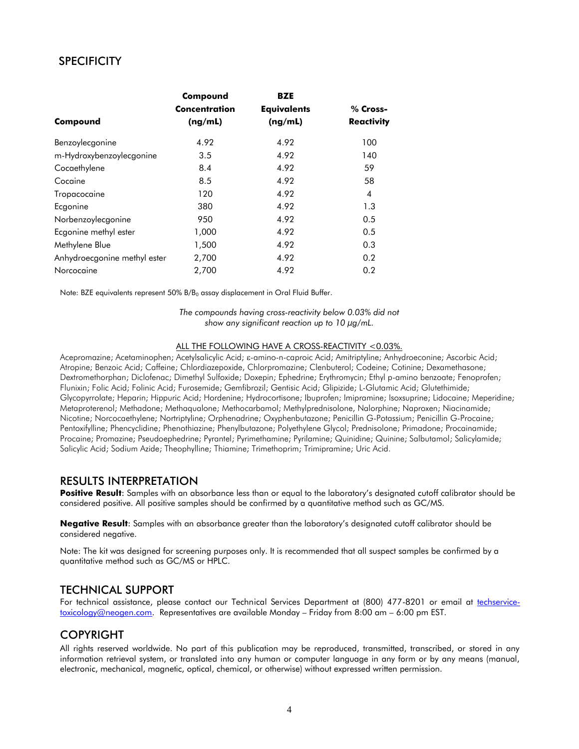## SPECIFICITY

| Compound | Compound Concentration (ng/mL) | BZE Equivalents (ng/mL) | % Cross-Reactivity |
|---|---|---|---|
| Benzoylecgonine | 4.92 | 4.92 | 100 |
| m-Hydroxybenzoylecgonine | 3.5 | 4.92 | 140 |
| Cocaethylene | 8.4 | 4.92 | 59 |
| Cocaine | 8.5 | 4.92 | 58 |
| Tropacocaine | 120 | 4.92 | 4 |
| Ecgonine | 380 | 4.92 | 1.3 |
| Norbenzoylecgonine | 950 | 4.92 | 0.5 |
| Ecgonine methyl ester | 1,000 | 4.92 | 0.5 |
| Methylene Blue | 1,500 | 4.92 | 0.3 |
| Anhydroecgonine methyl ester | 2,700 | 4.92 | 0.2 |
| Norcocaine | 2,700 | 4.92 | 0.2 |

Note: BZE equivalents represent 50% $B/B_0$ assay displacement in Oral Fluid Buffer.

*The compounds having cross-reactivity below 0.03% did not show any significant reaction up to 10 µg/mL.*

ALL THE FOLLOWING HAVE A CROSS-REACTIVITY <0.03%.

Acepromazine; Acetaminophen; Acetylsalicylic Acid; ε-amino-n-caproic Acid; Amitriptyline; Anhydroeconine; Ascorbic Acid; Atropine; Benzoic Acid; Caffeine; Chlordiazepoxide, Chlorpromazine; Clenbuterol; Codeine; Cotinine; Dexamethasone; Dextromethorphan; Diclofenac; Dimethyl Sulfoxide; Doxepin; Ephedrine; Erythromycin; Ethyl p-amino benzoate; Fenoprofen; Flunixin; Folic Acid; Folinic Acid; Furosemide; Gemfibrozil; Gentisic Acid; Glipizide; L-Glutamic Acid; Glutethimide; Glycopyrrolate; Heparin; Hippuric Acid; Hordenine; Hydrocortisone; Ibuprofen; Imipramine; Isoxsuprine; Lidocaine; Meperidine; Metaproterenol; Methadone; Methaqualone; Methocarbamol; Methylprednisolone, Nalorphine; Naproxen; Niacinamide; Nicotine; Norcocaethylene; Nortriptyline; Orphenadrine; Oxyphenbutazone; Penicillin G-Potassium; Penicillin G-Procaine; Pentoxifylline; Phencyclidine; Phenothiazine; Phenylbutazone; Polyethylene Glycol; Prednisolone; Primadone; Procainamide; Procaine; Promazine; Pseudoephedrine; Pyrantel; Pyrimethamine; Pyrilamine; Quinidine; Quinine; Salbutamol; Salicylamide; Salicylic Acid; Sodium Azide; Theophylline; Thiamine; Trimethoprim; Trimipramine; Uric Acid.

## RESULTS INTERPRETATION

**Positive Result**: Samples with an absorbance less than or equal to the laboratory's designated cutoff calibrator should be considered positive. All positive samples should be confirmed by a quantitative method such as GC/MS.

**Negative Result**: Samples with an absorbance greater than the laboratory's designated cutoff calibrator should be considered negative.

Note: The kit was designed for screening purposes only. It is recommended that all suspect samples be confirmed by a quantitative method such as GC/MS or HPLC.

## TECHNICAL SUPPORT

For technical assistance, please contact our Technical Services Department at (800) 477-8201 or email at techservice-toxicology@neogen.com. Representatives are available Monday – Friday from 8:00 am – 6:00 pm EST.

## COPYRIGHT

All rights reserved worldwide. No part of this publication may be reproduced, transmitted, transcribed, or stored in any information retrieval system, or translated into any human or computer language in any form or by any means (manual, electronic, mechanical, magnetic, optical, chemical, or otherwise) without expressed written permission.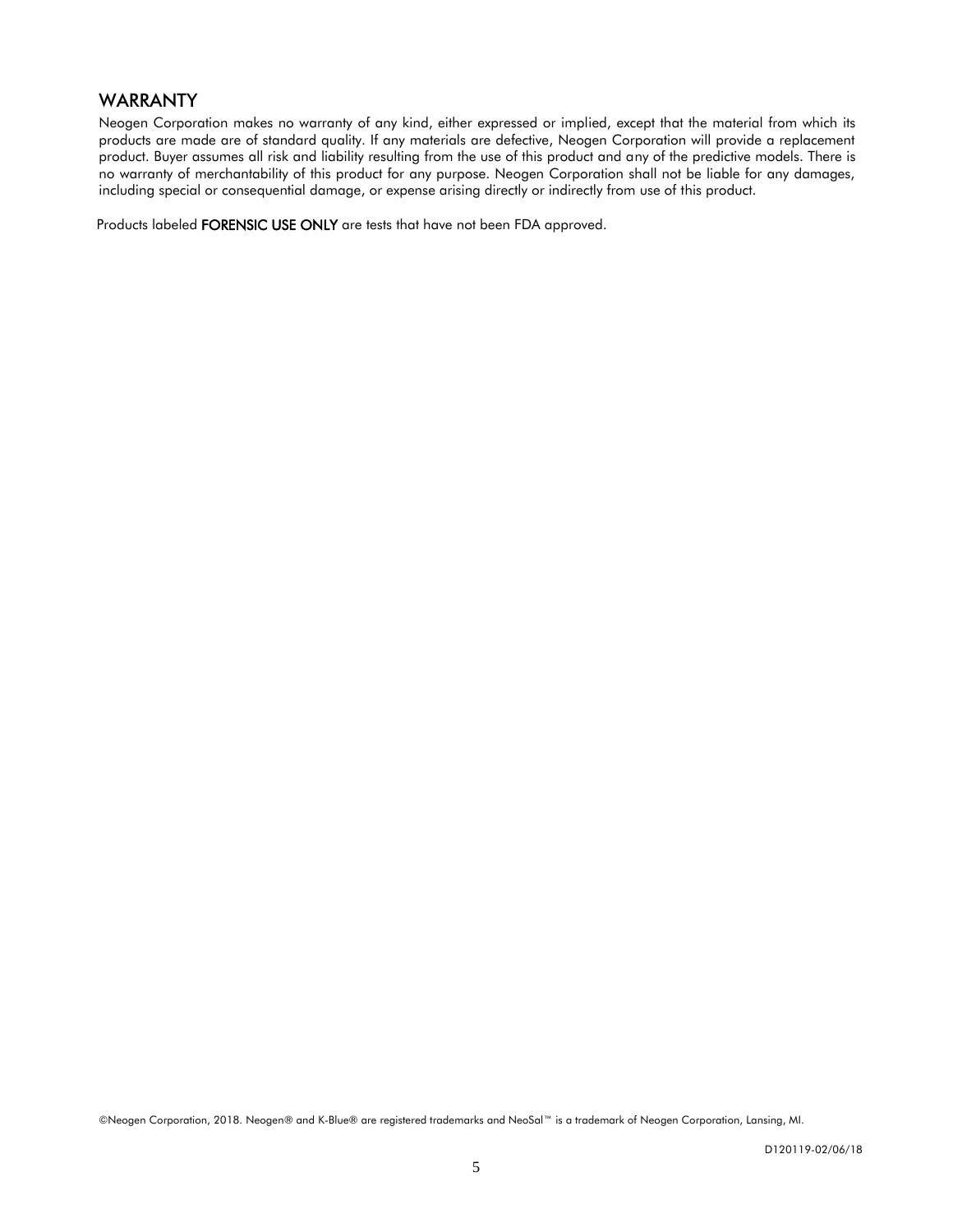## WARRANTY

Neogen Corporation makes no warranty of any kind, either expressed or implied, except that the material from which its products are made are of standard quality. If any materials are defective, Neogen Corporation will provide a replacement product. Buyer assumes all risk and liability resulting from the use of this product and any of the predictive models. There is no warranty of merchantability of this product for any purpose. Neogen Corporation shall not be liable for any damages, including special or consequential damage, or expense arising directly or indirectly from use of this product.

Products labeled **FORENSIC USE ONLY** are tests that have not been FDA approved.

©Neogen Corporation, 2018. Neogen® and K-Blue® are registered trademarks and NeoSal™ is a trademark of Neogen Corporation, Lansing, MI.

D120119-02/06/18